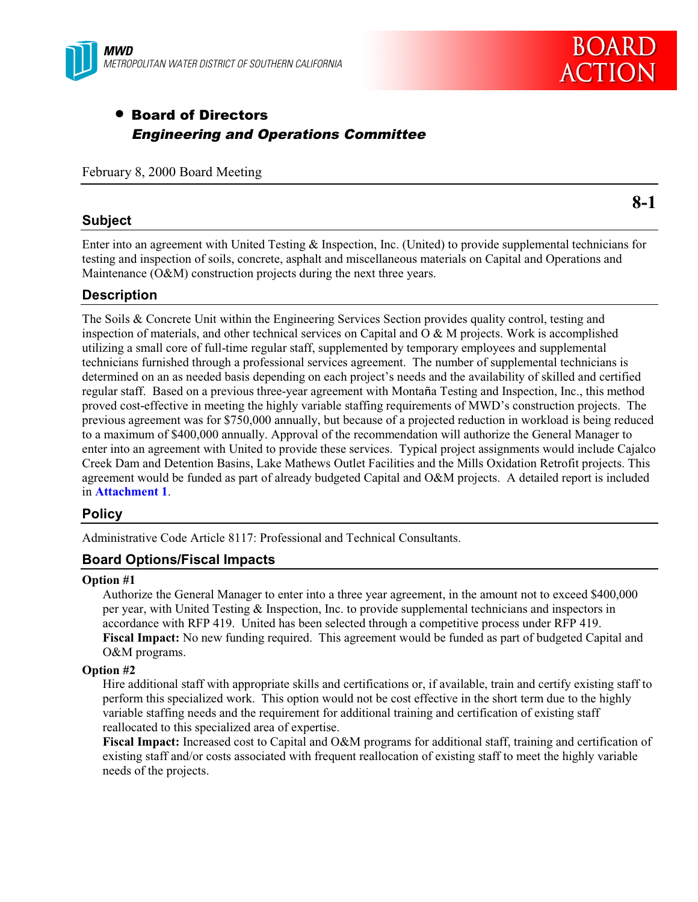**MWD**
*METROPOLITAN WATER DISTRICT OF SOUTHERN CALIFORNIA*

# BOARD ACTION

- **Board of Directors**
  ***Engineering and Operations Committee***

February 8, 2000 Board Meeting

**8-1**

## Subject

Enter into an agreement with United Testing & Inspection, Inc. (United) to provide supplemental technicians for testing and inspection of soils, concrete, asphalt and miscellaneous materials on Capital and Operations and Maintenance (O&M) construction projects during the next three years.

## Description

The Soils & Concrete Unit within the Engineering Services Section provides quality control, testing and inspection of materials, and other technical services on Capital and O & M projects. Work is accomplished utilizing a small core of full-time regular staff, supplemented by temporary employees and supplemental technicians furnished through a professional services agreement. The number of supplemental technicians is determined on an as needed basis depending on each project's needs and the availability of skilled and certified regular staff. Based on a previous three-year agreement with Montaña Testing and Inspection, Inc., this method proved cost-effective in meeting the highly variable staffing requirements of MWD's construction projects. The previous agreement was for $750,000 annually, but because of a projected reduction in workload is being reduced to a maximum of $400,000 annually. Approval of the recommendation will authorize the General Manager to enter into an agreement with United to provide these services. Typical project assignments would include Cajalco Creek Dam and Detention Basins, Lake Mathews Outlet Facilities and the Mills Oxidation Retrofit projects. This agreement would be funded as part of already budgeted Capital and O&M projects. A detailed report is included in **Attachment 1**.

## Policy

Administrative Code Article 8117: Professional and Technical Consultants.

## Board Options/Fiscal Impacts

**Option #1**

Authorize the General Manager to enter into a three year agreement, in the amount not to exceed $400,000 per year, with United Testing & Inspection, Inc. to provide supplemental technicians and inspectors in accordance with RFP 419. United has been selected through a competitive process under RFP 419.
**Fiscal Impact:** No new funding required. This agreement would be funded as part of budgeted Capital and O&M programs.

**Option #2**

Hire additional staff with appropriate skills and certifications or, if available, train and certify existing staff to perform this specialized work. This option would not be cost effective in the short term due to the highly variable staffing needs and the requirement for additional training and certification of existing staff reallocated to this specialized area of expertise.
**Fiscal Impact:** Increased cost to Capital and O&M programs for additional staff, training and certification of existing staff and/or costs associated with frequent reallocation of existing staff to meet the highly variable needs of the projects.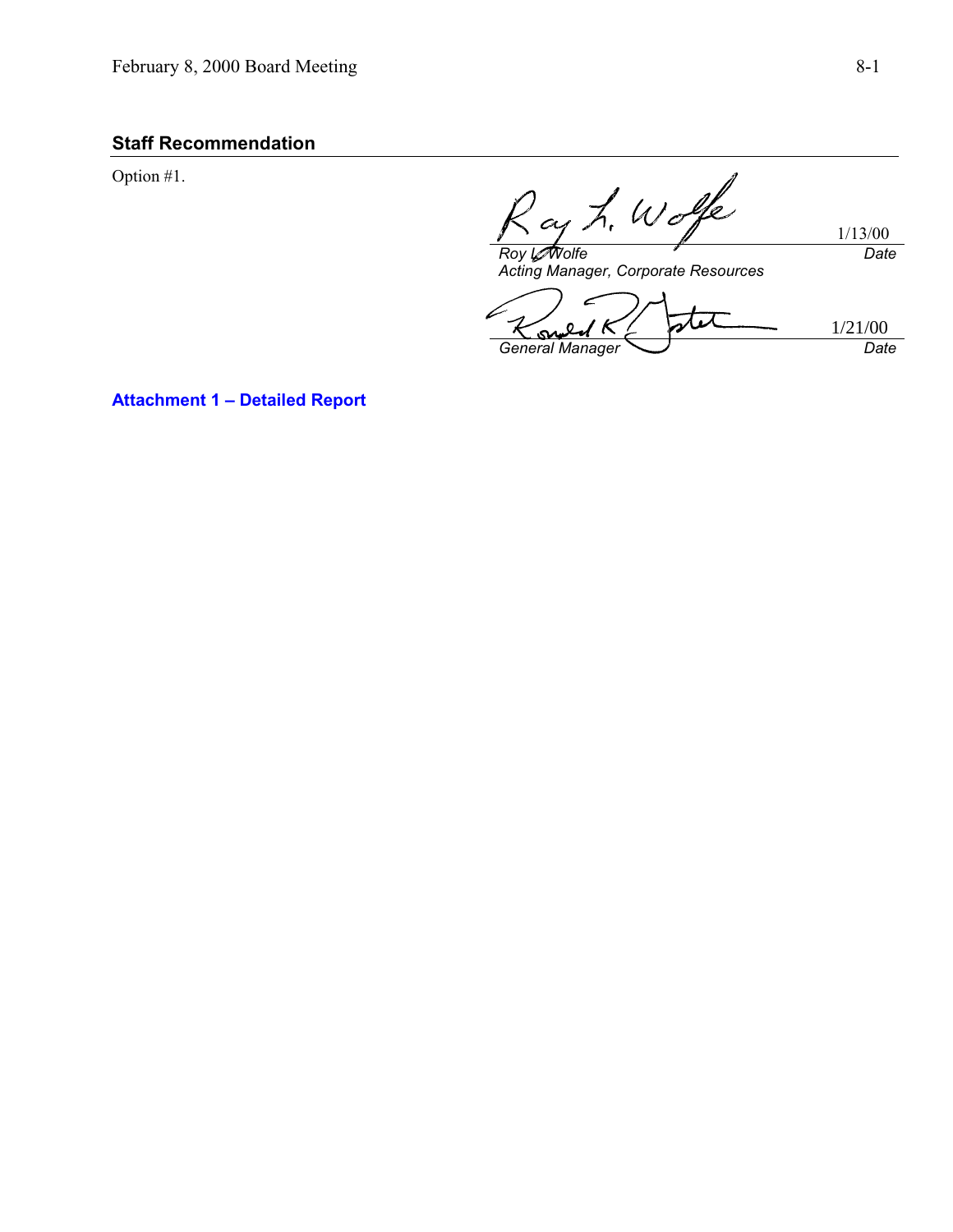## Staff Recommendation

Option #1.

| | |
|---|---|
| Roy L. Wolfe<br>*Acting Manager, Corporate Resources* | 1/13/00<br>*Date* |
| *General Manager* | 1/21/00<br>*Date* |

**Attachment 1 – Detailed Report**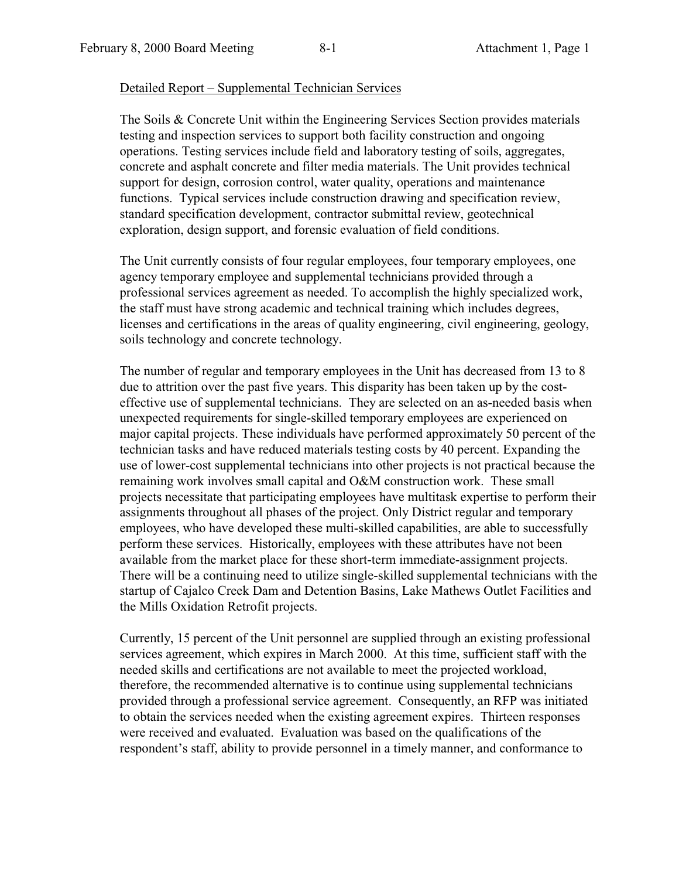Detailed Report – Supplemental Technician Services

The Soils & Concrete Unit within the Engineering Services Section provides materials testing and inspection services to support both facility construction and ongoing operations. Testing services include field and laboratory testing of soils, aggregates, concrete and asphalt concrete and filter media materials. The Unit provides technical support for design, corrosion control, water quality, operations and maintenance functions. Typical services include construction drawing and specification review, standard specification development, contractor submittal review, geotechnical exploration, design support, and forensic evaluation of field conditions.

The Unit currently consists of four regular employees, four temporary employees, one agency temporary employee and supplemental technicians provided through a professional services agreement as needed. To accomplish the highly specialized work, the staff must have strong academic and technical training which includes degrees, licenses and certifications in the areas of quality engineering, civil engineering, geology, soils technology and concrete technology.

The number of regular and temporary employees in the Unit has decreased from 13 to 8 due to attrition over the past five years. This disparity has been taken up by the cost-effective use of supplemental technicians. They are selected on an as-needed basis when unexpected requirements for single-skilled temporary employees are experienced on major capital projects. These individuals have performed approximately 50 percent of the technician tasks and have reduced materials testing costs by 40 percent. Expanding the use of lower-cost supplemental technicians into other projects is not practical because the remaining work involves small capital and O&M construction work. These small projects necessitate that participating employees have multitask expertise to perform their assignments throughout all phases of the project. Only District regular and temporary employees, who have developed these multi-skilled capabilities, are able to successfully perform these services. Historically, employees with these attributes have not been available from the market place for these short-term immediate-assignment projects. There will be a continuing need to utilize single-skilled supplemental technicians with the startup of Cajalco Creek Dam and Detention Basins, Lake Mathews Outlet Facilities and the Mills Oxidation Retrofit projects.

Currently, 15 percent of the Unit personnel are supplied through an existing professional services agreement, which expires in March 2000. At this time, sufficient staff with the needed skills and certifications are not available to meet the projected workload, therefore, the recommended alternative is to continue using supplemental technicians provided through a professional service agreement. Consequently, an RFP was initiated to obtain the services needed when the existing agreement expires. Thirteen responses were received and evaluated. Evaluation was based on the qualifications of the respondent's staff, ability to provide personnel in a timely manner, and conformance to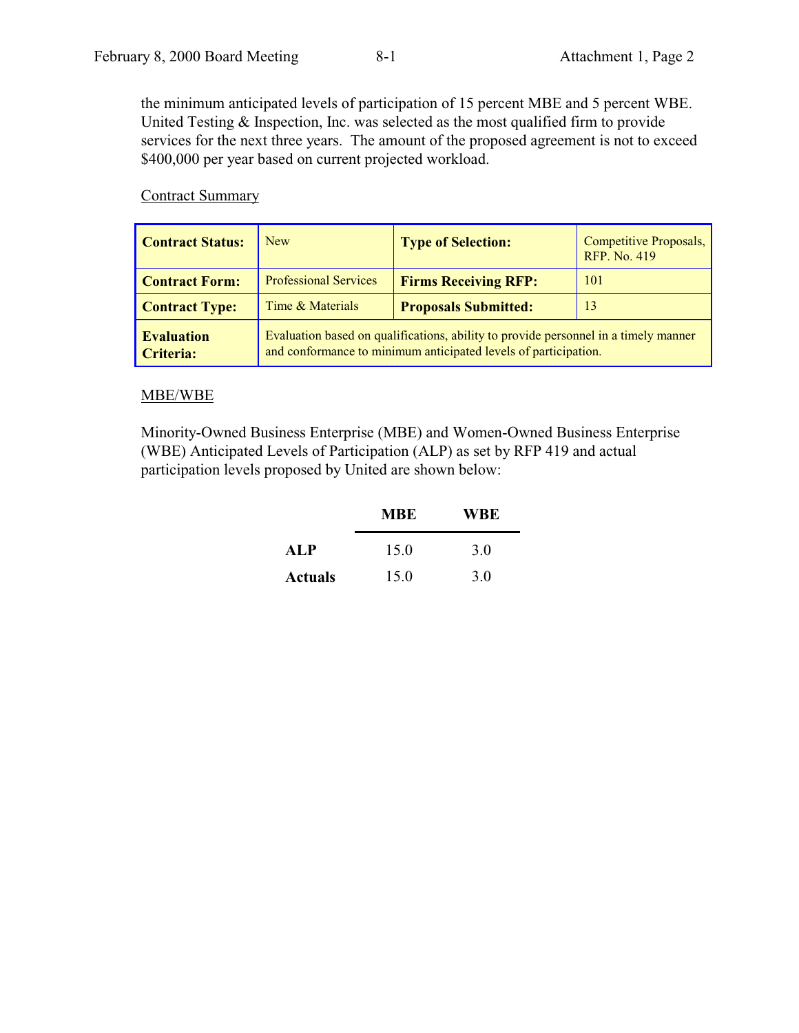the minimum anticipated levels of participation of 15 percent MBE and 5 percent WBE. United Testing & Inspection, Inc. was selected as the most qualified firm to provide services for the next three years. The amount of the proposed agreement is not to exceed $400,000 per year based on current projected workload.

Contract Summary

| | | | |
|---|---|---|---|
| **Contract Status:** | New | **Type of Selection:** | Competitive Proposals, RFP. No. 419 |
| **Contract Form:** | Professional Services | **Firms Receiving RFP:** | 101 |
| **Contract Type:** | Time & Materials | **Proposals Submitted:** | 13 |
| **Evaluation Criteria:** | Evaluation based on qualifications, ability to provide personnel in a timely manner and conformance to minimum anticipated levels of participation. | | |

MBE/WBE

Minority-Owned Business Enterprise (MBE) and Women-Owned Business Enterprise (WBE) Anticipated Levels of Participation (ALP) as set by RFP 419 and actual participation levels proposed by United are shown below:

| | MBE | WBE |
|---|---|---|
| **ALP** | 15.0 | 3.0 |
| **Actuals** | 15.0 | 3.0 |